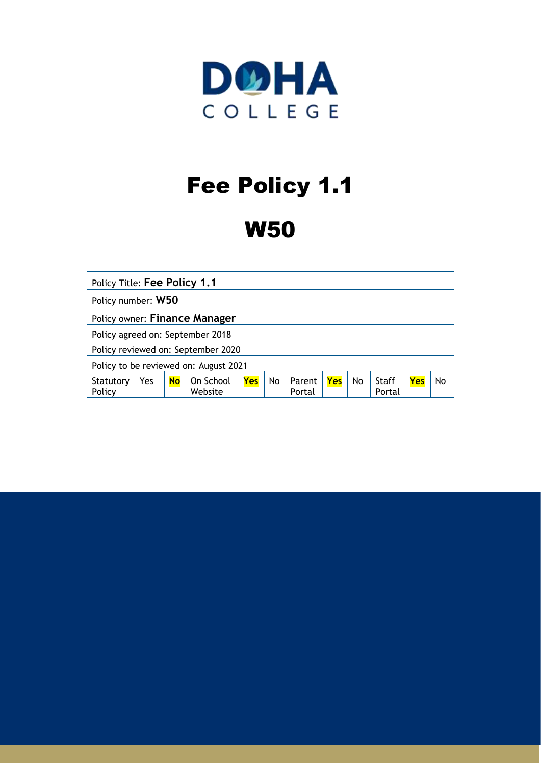DOHA COLLEGE

# Fee Policy 1.1

# W50

| Policy Title: **Fee Policy 1.1** | | | | | | | | | | | |
|---|---|---|---|---|---|---|---|---|---|---|---|
| Policy number: **W50** | | | | | | | | | | | |
| Policy owner: **Finance Manager** | | | | | | | | | | | |
| Policy agreed on: September 2018 | | | | | | | | | | | |
| Policy reviewed on: September 2020 | | | | | | | | | | | |
| Policy to be reviewed on: August 2021 | | | | | | | | | | | |
| Statutory Policy | Yes | **No** | On School Website | **Yes** | No | Parent Portal | **Yes** | No | Staff Portal | **Yes** | No |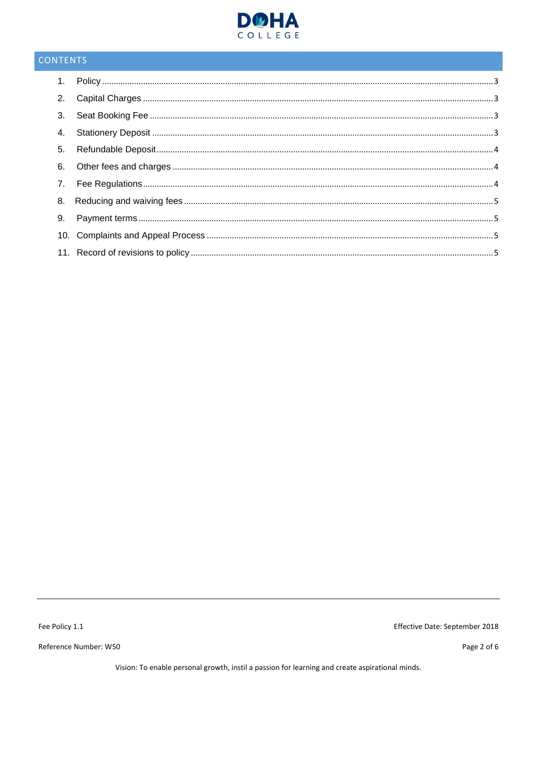## CONTENTS

1. Policy ........ 3
2. Capital Charges ........ 3
3. Seat Booking Fee ........ 3
4. Stationery Deposit ........ 3
5. Refundable Deposit ........ 4
6. Other fees and charges ........ 4
7. Fee Regulations ........ 4
8. Reducing and waiving fees ........ 5
9. Payment terms ........ 5
10. Complaints and Appeal Process ........ 5
11. Record of revisions to policy ........ 5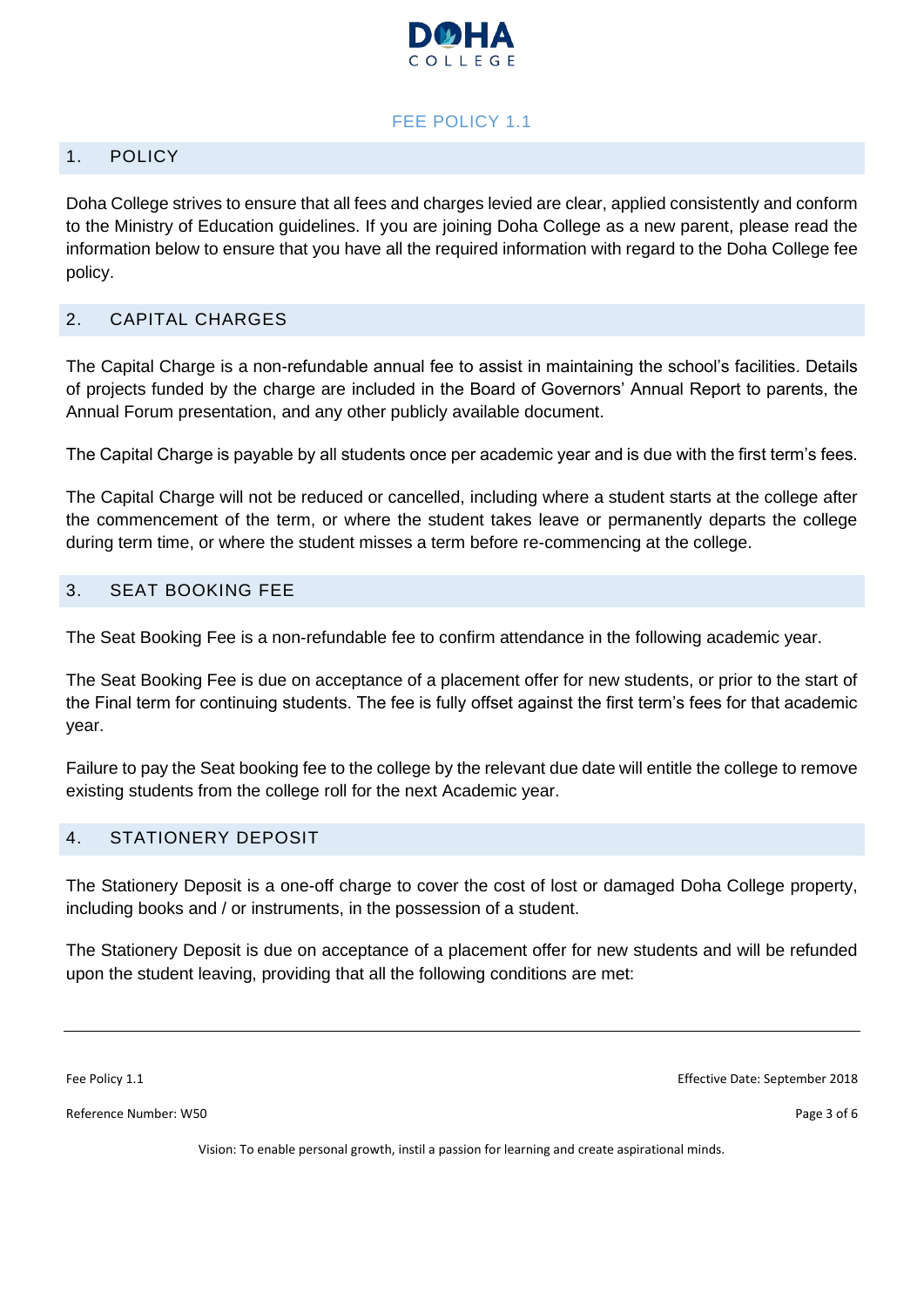# FEE POLICY 1.1

## 1. POLICY

Doha College strives to ensure that all fees and charges levied are clear, applied consistently and conform to the Ministry of Education guidelines. If you are joining Doha College as a new parent, please read the information below to ensure that you have all the required information with regard to the Doha College fee policy.

## 2. CAPITAL CHARGES

The Capital Charge is a non-refundable annual fee to assist in maintaining the school's facilities. Details of projects funded by the charge are included in the Board of Governors' Annual Report to parents, the Annual Forum presentation, and any other publicly available document.

The Capital Charge is payable by all students once per academic year and is due with the first term's fees.

The Capital Charge will not be reduced or cancelled, including where a student starts at the college after the commencement of the term, or where the student takes leave or permanently departs the college during term time, or where the student misses a term before re-commencing at the college.

## 3. SEAT BOOKING FEE

The Seat Booking Fee is a non-refundable fee to confirm attendance in the following academic year.

The Seat Booking Fee is due on acceptance of a placement offer for new students, or prior to the start of the Final term for continuing students. The fee is fully offset against the first term's fees for that academic year.

Failure to pay the Seat booking fee to the college by the relevant due date will entitle the college to remove existing students from the college roll for the next Academic year.

## 4. STATIONERY DEPOSIT

The Stationery Deposit is a one-off charge to cover the cost of lost or damaged Doha College property, including books and / or instruments, in the possession of a student.

The Stationery Deposit is due on acceptance of a placement offer for new students and will be refunded upon the student leaving, providing that all the following conditions are met: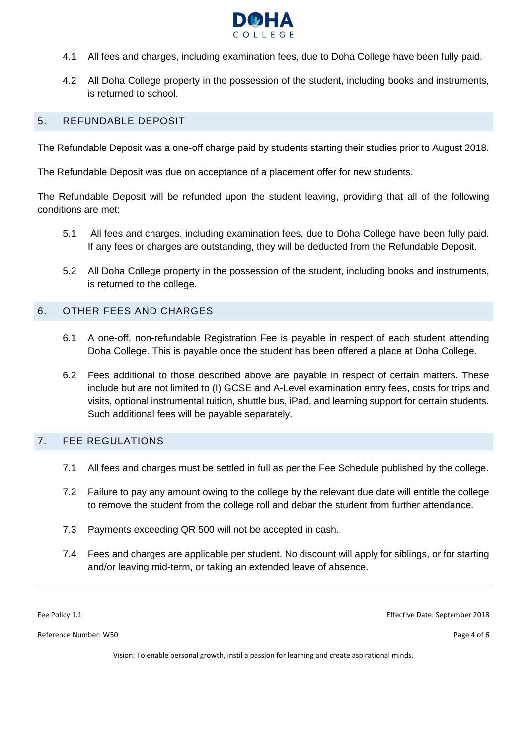4.1 All fees and charges, including examination fees, due to Doha College have been fully paid.

4.2 All Doha College property in the possession of the student, including books and instruments, is returned to school.

## 5. REFUNDABLE DEPOSIT

The Refundable Deposit was a one-off charge paid by students starting their studies prior to August 2018.

The Refundable Deposit was due on acceptance of a placement offer for new students.

The Refundable Deposit will be refunded upon the student leaving, providing that all of the following conditions are met:

5.1 All fees and charges, including examination fees, due to Doha College have been fully paid. If any fees or charges are outstanding, they will be deducted from the Refundable Deposit.

5.2 All Doha College property in the possession of the student, including books and instruments, is returned to the college.

## 6. OTHER FEES AND CHARGES

6.1 A one-off, non-refundable Registration Fee is payable in respect of each student attending Doha College. This is payable once the student has been offered a place at Doha College.

6.2 Fees additional to those described above are payable in respect of certain matters. These include but are not limited to (I) GCSE and A-Level examination entry fees, costs for trips and visits, optional instrumental tuition, shuttle bus, iPad, and learning support for certain students. Such additional fees will be payable separately.

## 7. FEE REGULATIONS

7.1 All fees and charges must be settled in full as per the Fee Schedule published by the college.

7.2 Failure to pay any amount owing to the college by the relevant due date will entitle the college to remove the student from the college roll and debar the student from further attendance.

7.3 Payments exceeding QR 500 will not be accepted in cash.

7.4 Fees and charges are applicable per student. No discount will apply for siblings, or for starting and/or leaving mid-term, or taking an extended leave of absence.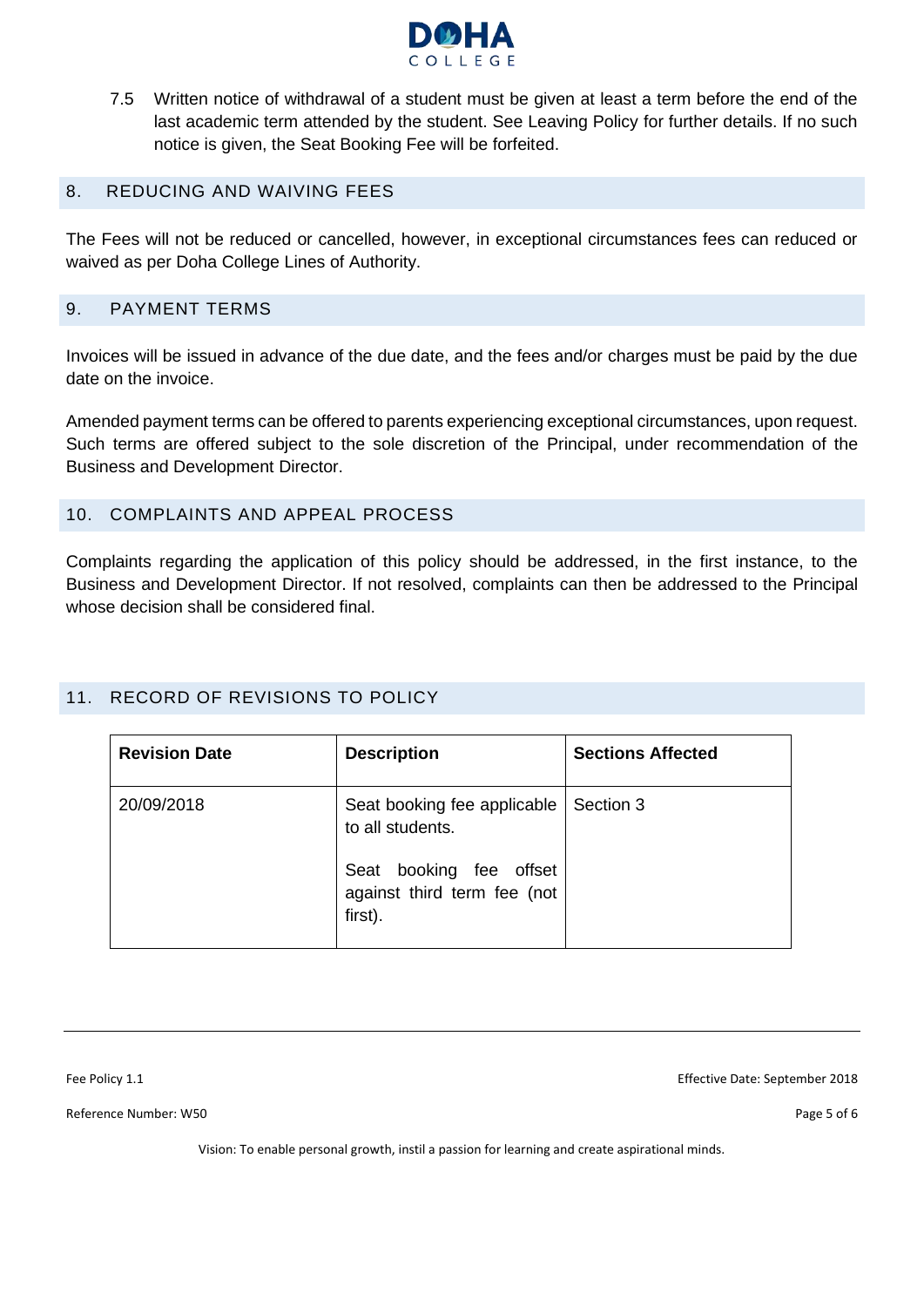7.5 Written notice of withdrawal of a student must be given at least a term before the end of the last academic term attended by the student. See Leaving Policy for further details. If no such notice is given, the Seat Booking Fee will be forfeited.

## 8. REDUCING AND WAIVING FEES

The Fees will not be reduced or cancelled, however, in exceptional circumstances fees can reduced or waived as per Doha College Lines of Authority.

## 9. PAYMENT TERMS

Invoices will be issued in advance of the due date, and the fees and/or charges must be paid by the due date on the invoice.

Amended payment terms can be offered to parents experiencing exceptional circumstances, upon request. Such terms are offered subject to the sole discretion of the Principal, under recommendation of the Business and Development Director.

## 10. COMPLAINTS AND APPEAL PROCESS

Complaints regarding the application of this policy should be addressed, in the first instance, to the Business and Development Director. If not resolved, complaints can then be addressed to the Principal whose decision shall be considered final.

## 11. RECORD OF REVISIONS TO POLICY

| Revision Date | Description | Sections Affected |
|---|---|---|
| 20/09/2018 | Seat booking fee applicable to all students.<br><br>Seat booking fee offset against third term fee (not first). | Section 3 |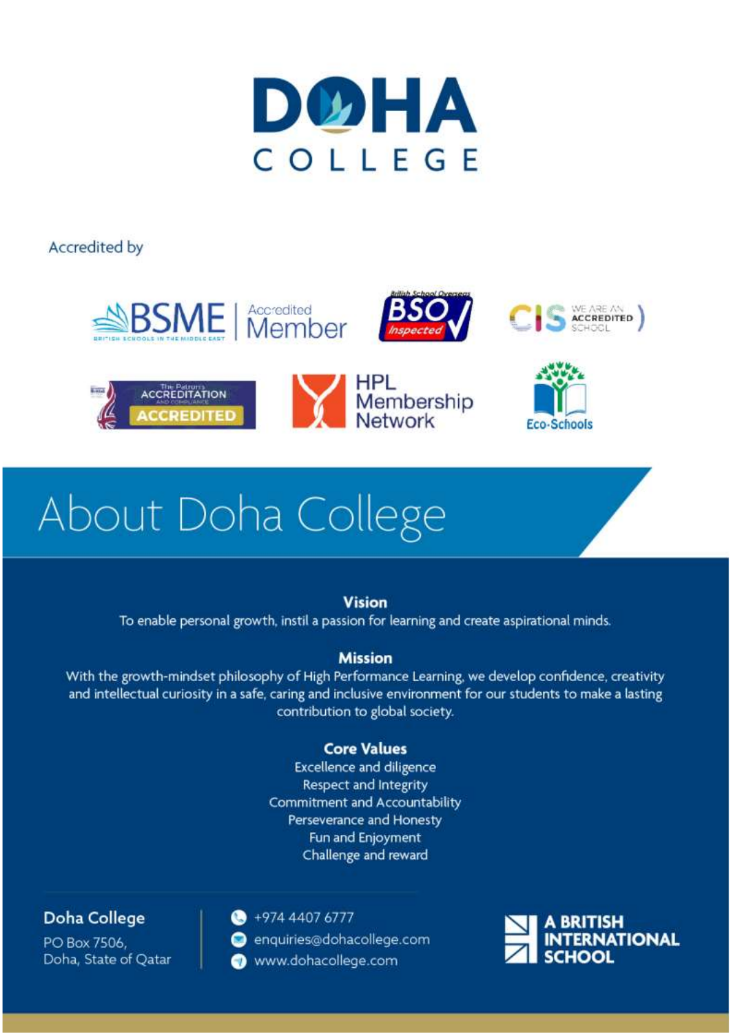# DOHA COLLEGE

Accredited by

BSME Accredited Member

BSO Inspected

CIS We are an accredited school

The Patrons Accreditation and Compliance ACCREDITED

HPL Membership Network

Eco-Schools

## About Doha College

### Vision

To enable personal growth, instil a passion for learning and create aspirational minds.

### Mission

With the growth-mindset philosophy of High Performance Learning, we develop confidence, creativity and intellectual curiosity in a safe, caring and inclusive environment for our students to make a lasting contribution to global society.

### Core Values

Excellence and diligence
Respect and Integrity
Commitment and Accountability
Perseverance and Honesty
Fun and Enjoyment
Challenge and reward

**Doha College**
PO Box 7506,
Doha, State of Qatar

+974 4407 6777
enquiries@dohacollege.com
www.dohacollege.com

A BRITISH INTERNATIONAL SCHOOL